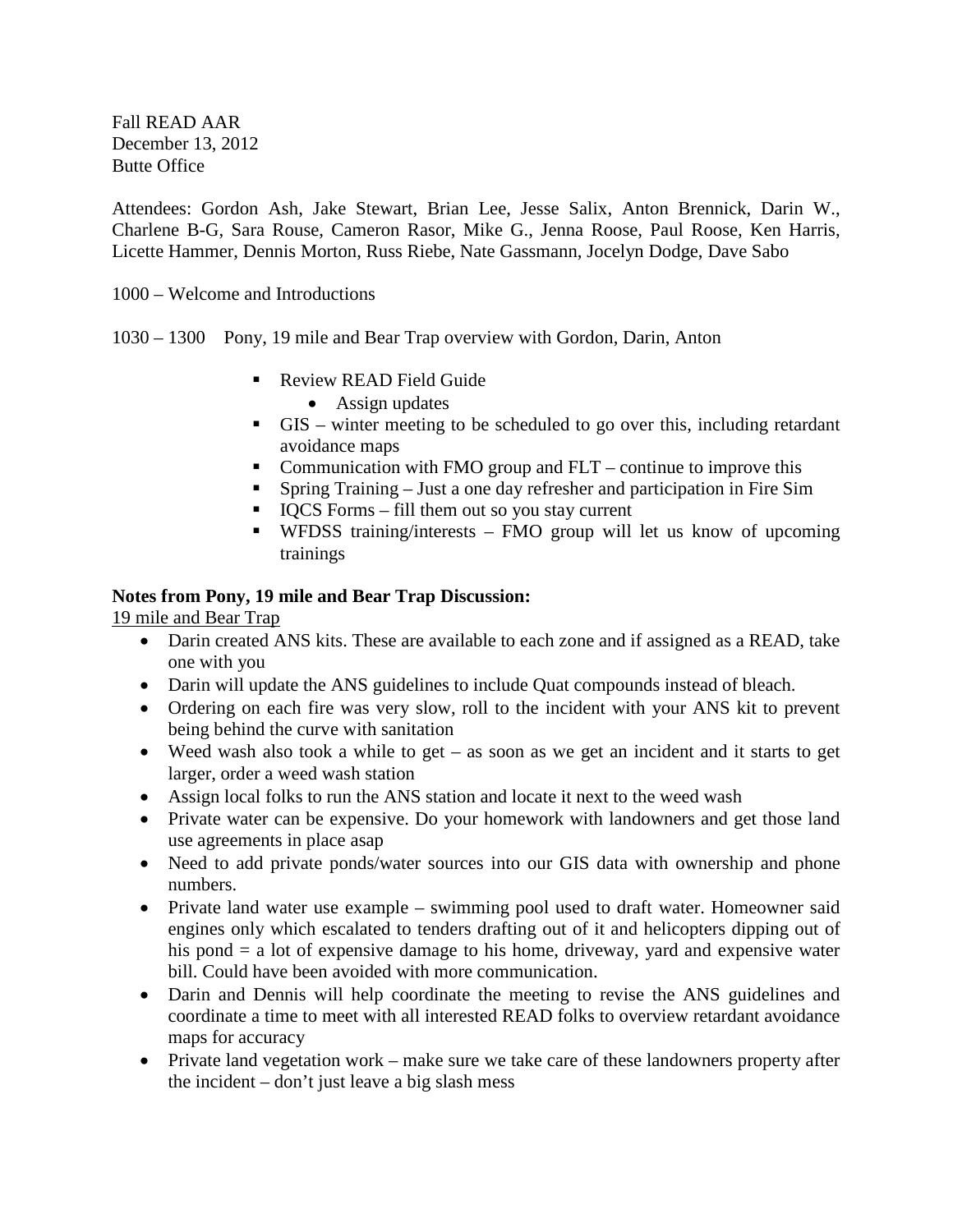Fall READ AAR
December 13, 2012
Butte Office

Attendees: Gordon Ash, Jake Stewart, Brian Lee, Jesse Salix, Anton Brennick, Darin W., Charlene B-G, Sara Rouse, Cameron Rasor, Mike G., Jenna Roose, Paul Roose, Ken Harris, Licette Hammer, Dennis Morton, Russ Riebe, Nate Gassmann, Jocelyn Dodge, Dave Sabo

1000 – Welcome and Introductions

1030 – 1300 Pony, 19 mile and Bear Trap overview with Gordon, Darin, Anton

- Review READ Field Guide
  - Assign updates
- GIS – winter meeting to be scheduled to go over this, including retardant avoidance maps
- Communication with FMO group and FLT – continue to improve this
- Spring Training – Just a one day refresher and participation in Fire Sim
- IQCS Forms – fill them out so you stay current
- WFDSS training/interests – FMO group will let us know of upcoming trainings

**Notes from Pony, 19 mile and Bear Trap Discussion:**

<u>19 mile and Bear Trap</u>

- Darin created ANS kits. These are available to each zone and if assigned as a READ, take one with you
- Darin will update the ANS guidelines to include Quat compounds instead of bleach.
- Ordering on each fire was very slow, roll to the incident with your ANS kit to prevent being behind the curve with sanitation
- Weed wash also took a while to get – as soon as we get an incident and it starts to get larger, order a weed wash station
- Assign local folks to run the ANS station and locate it next to the weed wash
- Private water can be expensive. Do your homework with landowners and get those land use agreements in place asap
- Need to add private ponds/water sources into our GIS data with ownership and phone numbers.
- Private land water use example – swimming pool used to draft water. Homeowner said engines only which escalated to tenders drafting out of it and helicopters dipping out of his pond = a lot of expensive damage to his home, driveway, yard and expensive water bill. Could have been avoided with more communication.
- Darin and Dennis will help coordinate the meeting to revise the ANS guidelines and coordinate a time to meet with all interested READ folks to overview retardant avoidance maps for accuracy
- Private land vegetation work – make sure we take care of these landowners property after the incident – don't just leave a big slash mess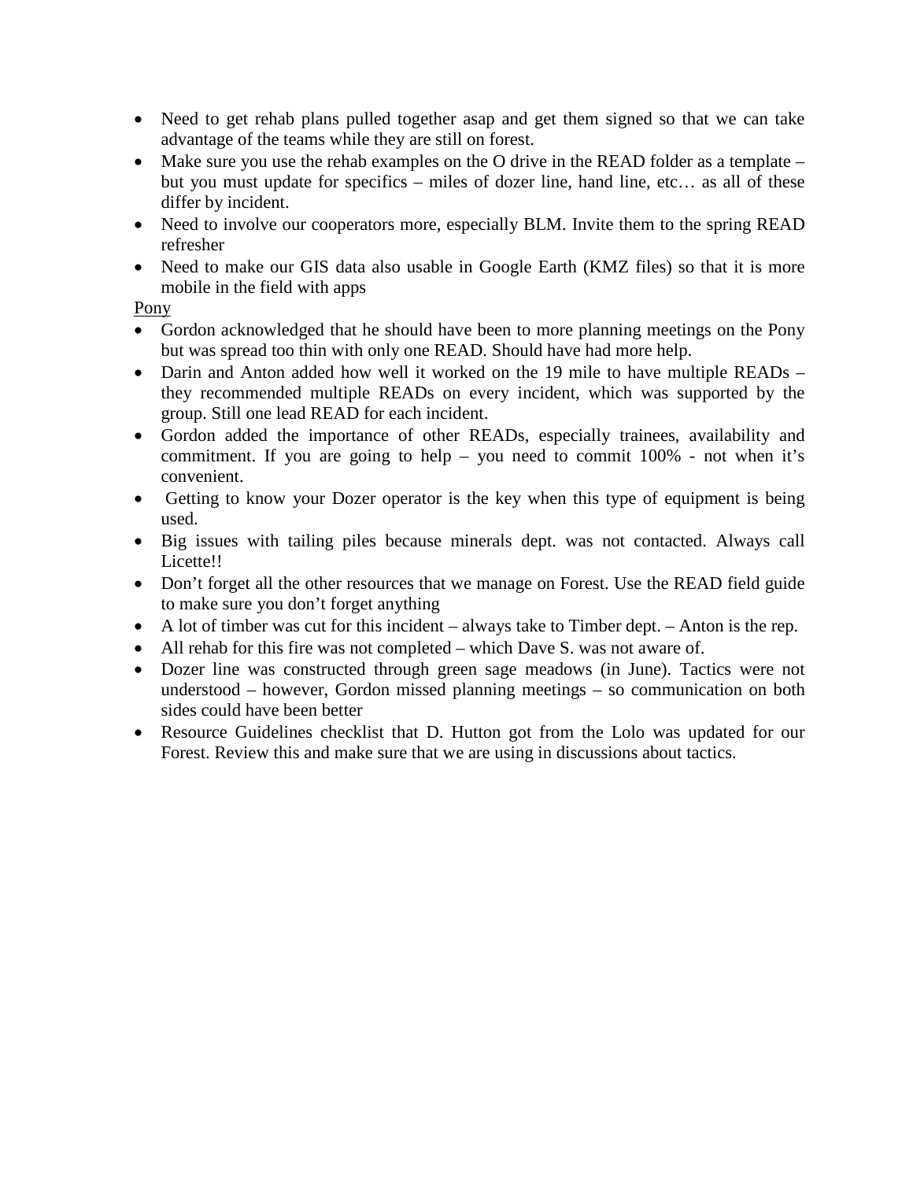- Need to get rehab plans pulled together asap and get them signed so that we can take advantage of the teams while they are still on forest.
- Make sure you use the rehab examples on the O drive in the READ folder as a template – but you must update for specifics – miles of dozer line, hand line, etc… as all of these differ by incident.
- Need to involve our cooperators more, especially BLM. Invite them to the spring READ refresher
- Need to make our GIS data also usable in Google Earth (KMZ files) so that it is more mobile in the field with apps

<u>Pony</u>

- Gordon acknowledged that he should have been to more planning meetings on the Pony but was spread too thin with only one READ. Should have had more help.
- Darin and Anton added how well it worked on the 19 mile to have multiple READs – they recommended multiple READs on every incident, which was supported by the group. Still one lead READ for each incident.
- Gordon added the importance of other READs, especially trainees, availability and commitment. If you are going to help – you need to commit 100% - not when it's convenient.
- Getting to know your Dozer operator is the key when this type of equipment is being used.
- Big issues with tailing piles because minerals dept. was not contacted. Always call Licette!!
- Don't forget all the other resources that we manage on Forest. Use the READ field guide to make sure you don't forget anything
- A lot of timber was cut for this incident – always take to Timber dept. – Anton is the rep.
- All rehab for this fire was not completed – which Dave S. was not aware of.
- Dozer line was constructed through green sage meadows (in June). Tactics were not understood – however, Gordon missed planning meetings – so communication on both sides could have been better
- Resource Guidelines checklist that D. Hutton got from the Lolo was updated for our Forest. Review this and make sure that we are using in discussions about tactics.